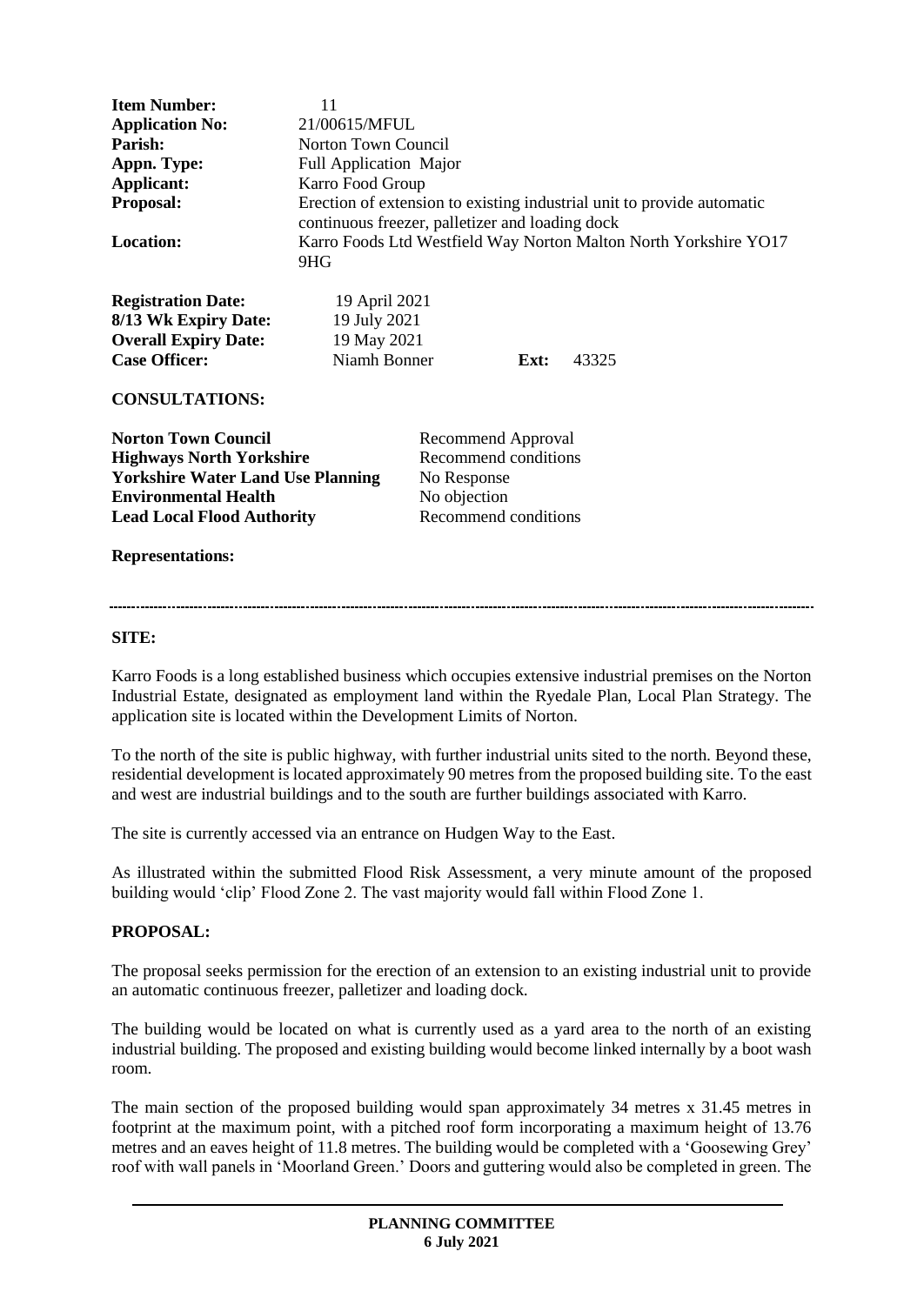| | |
|---|---|
| **Item Number:** | 11 |
| **Application No:** | 21/00615/MFUL |
| **Parish:** | Norton Town Council |
| **Appn. Type:** | Full Application Major |
| **Applicant:** | Karro Food Group |
| **Proposal:** | Erection of extension to existing industrial unit to provide automatic continuous freezer, palletizer and loading dock |
| **Location:** | Karro Foods Ltd Westfield Way Norton Malton North Yorkshire YO17 9HG |

| | | | |
|---|---|---|---|
| **Registration Date:** | 19 April 2021 | | |
| **8/13 Wk Expiry Date:** | 19 July 2021 | | |
| **Overall Expiry Date:** | 19 May 2021 | | |
| **Case Officer:** | Niamh Bonner | **Ext:** | 43325 |

**CONSULTATIONS:**

| | |
|---|---|
| **Norton Town Council** | Recommend Approval |
| **Highways North Yorkshire** | Recommend conditions |
| **Yorkshire Water Land Use Planning** | No Response |
| **Environmental Health** | No objection |
| **Lead Local Flood Authority** | Recommend conditions |

**Representations:**

---

**SITE:**

Karro Foods is a long established business which occupies extensive industrial premises on the Norton Industrial Estate, designated as employment land within the Ryedale Plan, Local Plan Strategy. The application site is located within the Development Limits of Norton.

To the north of the site is public highway, with further industrial units sited to the north. Beyond these, residential development is located approximately 90 metres from the proposed building site. To the east and west are industrial buildings and to the south are further buildings associated with Karro.

The site is currently accessed via an entrance on Hudgen Way to the East.

As illustrated within the submitted Flood Risk Assessment, a very minute amount of the proposed building would 'clip' Flood Zone 2. The vast majority would fall within Flood Zone 1.

**PROPOSAL:**

The proposal seeks permission for the erection of an extension to an existing industrial unit to provide an automatic continuous freezer, palletizer and loading dock.

The building would be located on what is currently used as a yard area to the north of an existing industrial building. The proposed and existing building would become linked internally by a boot wash room.

The main section of the proposed building would span approximately 34 metres x 31.45 metres in footprint at the maximum point, with a pitched roof form incorporating a maximum height of 13.76 metres and an eaves height of 11.8 metres. The building would be completed with a 'Goosewing Grey' roof with wall panels in 'Moorland Green.' Doors and guttering would also be completed in green. The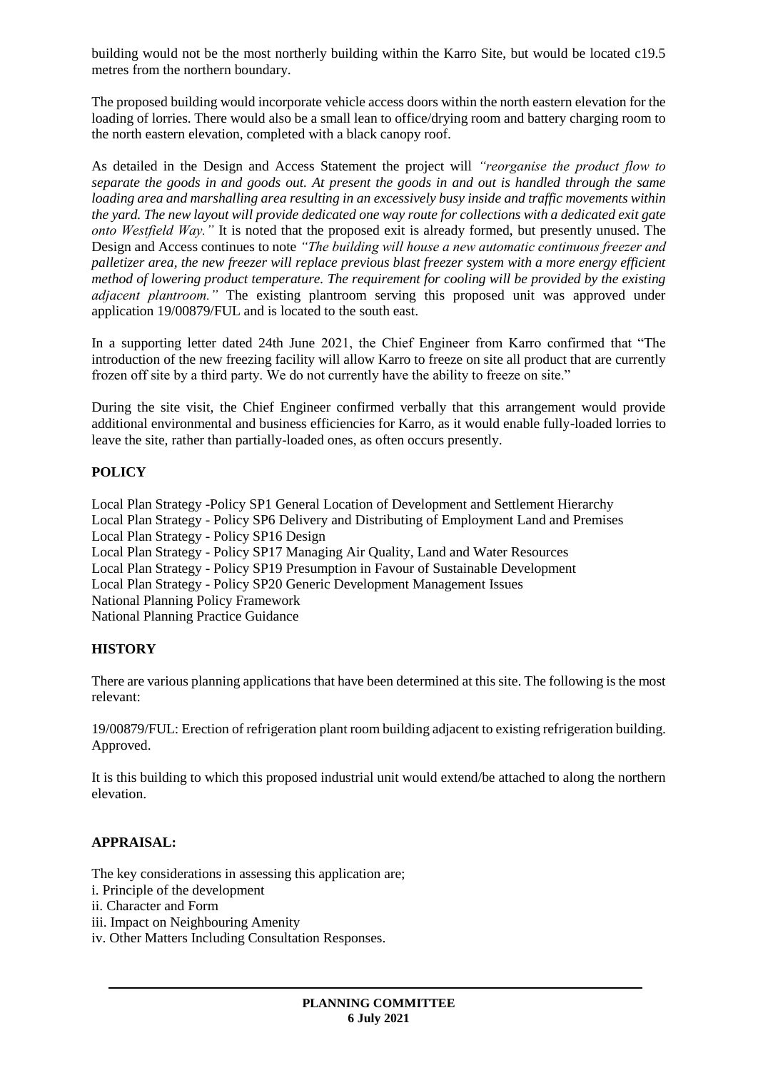building would not be the most northerly building within the Karro Site, but would be located c19.5 metres from the northern boundary.

The proposed building would incorporate vehicle access doors within the north eastern elevation for the loading of lorries. There would also be a small lean to office/drying room and battery charging room to the north eastern elevation, completed with a black canopy roof.

As detailed in the Design and Access Statement the project will *"reorganise the product flow to separate the goods in and goods out. At present the goods in and out is handled through the same loading area and marshalling area resulting in an excessively busy inside and traffic movements within the yard. The new layout will provide dedicated one way route for collections with a dedicated exit gate onto Westfield Way."* It is noted that the proposed exit is already formed, but presently unused. The Design and Access continues to note *"The building will house a new automatic continuous freezer and palletizer area, the new freezer will replace previous blast freezer system with a more energy efficient method of lowering product temperature. The requirement for cooling will be provided by the existing adjacent plantroom."* The existing plantroom serving this proposed unit was approved under application 19/00879/FUL and is located to the south east.

In a supporting letter dated 24th June 2021, the Chief Engineer from Karro confirmed that "The introduction of the new freezing facility will allow Karro to freeze on site all product that are currently frozen off site by a third party. We do not currently have the ability to freeze on site."

During the site visit, the Chief Engineer confirmed verbally that this arrangement would provide additional environmental and business efficiencies for Karro, as it would enable fully-loaded lorries to leave the site, rather than partially-loaded ones, as often occurs presently.

## POLICY

Local Plan Strategy -Policy SP1 General Location of Development and Settlement Hierarchy
Local Plan Strategy - Policy SP6 Delivery and Distributing of Employment Land and Premises
Local Plan Strategy - Policy SP16 Design
Local Plan Strategy - Policy SP17 Managing Air Quality, Land and Water Resources
Local Plan Strategy - Policy SP19 Presumption in Favour of Sustainable Development
Local Plan Strategy - Policy SP20 Generic Development Management Issues
National Planning Policy Framework
National Planning Practice Guidance

## HISTORY

There are various planning applications that have been determined at this site. The following is the most relevant:

19/00879/FUL: Erection of refrigeration plant room building adjacent to existing refrigeration building. Approved.

It is this building to which this proposed industrial unit would extend/be attached to along the northern elevation.

## APPRAISAL:

The key considerations in assessing this application are;

i. Principle of the development
ii. Character and Form
iii. Impact on Neighbouring Amenity
iv. Other Matters Including Consultation Responses.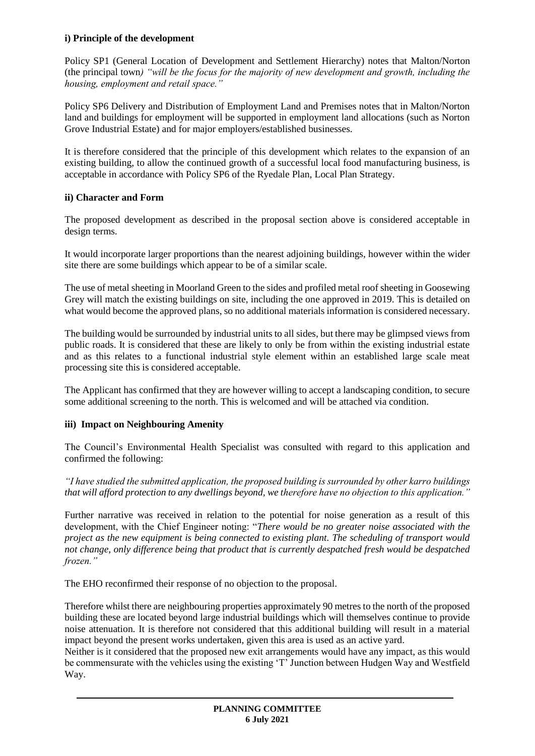### i) Principle of the development

Policy SP1 (General Location of Development and Settlement Hierarchy) notes that Malton/Norton (the principal town*) "will be the focus for the majority of new development and growth, including the housing, employment and retail space."*

Policy SP6 Delivery and Distribution of Employment Land and Premises notes that in Malton/Norton land and buildings for employment will be supported in employment land allocations (such as Norton Grove Industrial Estate) and for major employers/established businesses.

It is therefore considered that the principle of this development which relates to the expansion of an existing building, to allow the continued growth of a successful local food manufacturing business, is acceptable in accordance with Policy SP6 of the Ryedale Plan, Local Plan Strategy.

### ii) Character and Form

The proposed development as described in the proposal section above is considered acceptable in design terms.

It would incorporate larger proportions than the nearest adjoining buildings, however within the wider site there are some buildings which appear to be of a similar scale.

The use of metal sheeting in Moorland Green to the sides and profiled metal roof sheeting in Goosewing Grey will match the existing buildings on site, including the one approved in 2019. This is detailed on what would become the approved plans, so no additional materials information is considered necessary.

The building would be surrounded by industrial units to all sides, but there may be glimpsed views from public roads. It is considered that these are likely to only be from within the existing industrial estate and as this relates to a functional industrial style element within an established large scale meat processing site this is considered acceptable.

The Applicant has confirmed that they are however willing to accept a landscaping condition, to secure some additional screening to the north. This is welcomed and will be attached via condition.

### iii) Impact on Neighbouring Amenity

The Council's Environmental Health Specialist was consulted with regard to this application and confirmed the following:

*"I have studied the submitted application, the proposed building is surrounded by other karro buildings that will afford protection to any dwellings beyond, we therefore have no objection to this application."*

Further narrative was received in relation to the potential for noise generation as a result of this development, with the Chief Engineer noting: "*There would be no greater noise associated with the project as the new equipment is being connected to existing plant. The scheduling of transport would not change, only difference being that product that is currently despatched fresh would be despatched frozen."*

The EHO reconfirmed their response of no objection to the proposal.

Therefore whilst there are neighbouring properties approximately 90 metres to the north of the proposed building these are located beyond large industrial buildings which will themselves continue to provide noise attenuation. It is therefore not considered that this additional building will result in a material impact beyond the present works undertaken, given this area is used as an active yard.

Neither is it considered that the proposed new exit arrangements would have any impact, as this would be commensurate with the vehicles using the existing 'T' Junction between Hudgen Way and Westfield Way.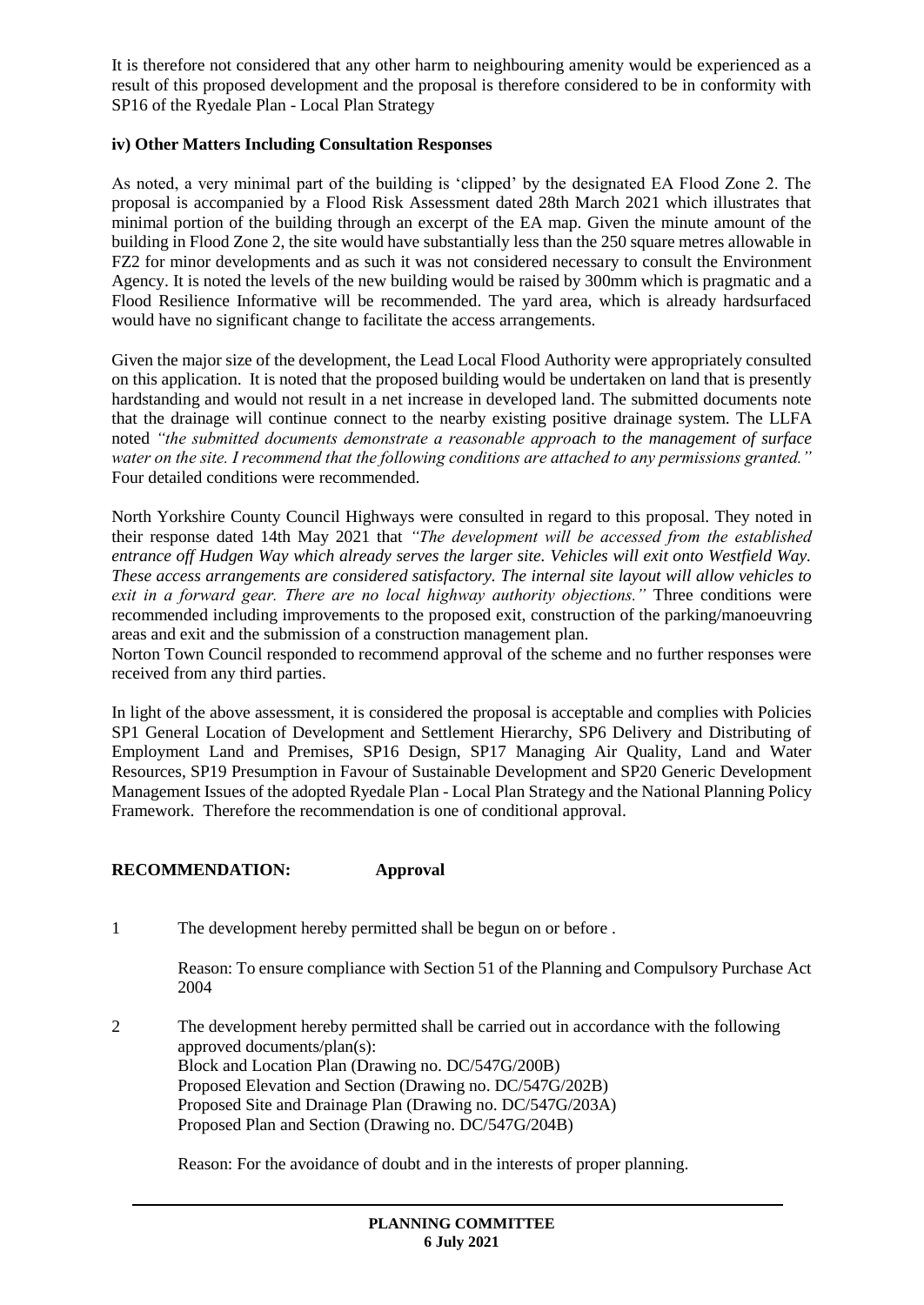It is therefore not considered that any other harm to neighbouring amenity would be experienced as a result of this proposed development and the proposal is therefore considered to be in conformity with SP16 of the Ryedale Plan - Local Plan Strategy

**iv) Other Matters Including Consultation Responses**

As noted, a very minimal part of the building is 'clipped' by the designated EA Flood Zone 2. The proposal is accompanied by a Flood Risk Assessment dated 28th March 2021 which illustrates that minimal portion of the building through an excerpt of the EA map. Given the minute amount of the building in Flood Zone 2, the site would have substantially less than the 250 square metres allowable in FZ2 for minor developments and as such it was not considered necessary to consult the Environment Agency. It is noted the levels of the new building would be raised by 300mm which is pragmatic and a Flood Resilience Informative will be recommended. The yard area, which is already hardsurfaced would have no significant change to facilitate the access arrangements.

Given the major size of the development, the Lead Local Flood Authority were appropriately consulted on this application. It is noted that the proposed building would be undertaken on land that is presently hardstanding and would not result in a net increase in developed land. The submitted documents note that the drainage will continue connect to the nearby existing positive drainage system. The LLFA noted *"the submitted documents demonstrate a reasonable approach to the management of surface water on the site. I recommend that the following conditions are attached to any permissions granted."* Four detailed conditions were recommended.

North Yorkshire County Council Highways were consulted in regard to this proposal. They noted in their response dated 14th May 2021 that *"The development will be accessed from the established entrance off Hudgen Way which already serves the larger site. Vehicles will exit onto Westfield Way. These access arrangements are considered satisfactory. The internal site layout will allow vehicles to exit in a forward gear. There are no local highway authority objections."* Three conditions were recommended including improvements to the proposed exit, construction of the parking/manoeuvring areas and exit and the submission of a construction management plan.

Norton Town Council responded to recommend approval of the scheme and no further responses were received from any third parties.

In light of the above assessment, it is considered the proposal is acceptable and complies with Policies SP1 General Location of Development and Settlement Hierarchy, SP6 Delivery and Distributing of Employment Land and Premises, SP16 Design, SP17 Managing Air Quality, Land and Water Resources, SP19 Presumption in Favour of Sustainable Development and SP20 Generic Development Management Issues of the adopted Ryedale Plan - Local Plan Strategy and the National Planning Policy Framework. Therefore the recommendation is one of conditional approval.

**RECOMMENDATION: Approval**

1 The development hereby permitted shall be begun on or before .

Reason: To ensure compliance with Section 51 of the Planning and Compulsory Purchase Act 2004

2 The development hereby permitted shall be carried out in accordance with the following approved documents/plan(s):
Block and Location Plan (Drawing no. DC/547G/200B)
Proposed Elevation and Section (Drawing no. DC/547G/202B)
Proposed Site and Drainage Plan (Drawing no. DC/547G/203A)
Proposed Plan and Section (Drawing no. DC/547G/204B)

Reason: For the avoidance of doubt and in the interests of proper planning.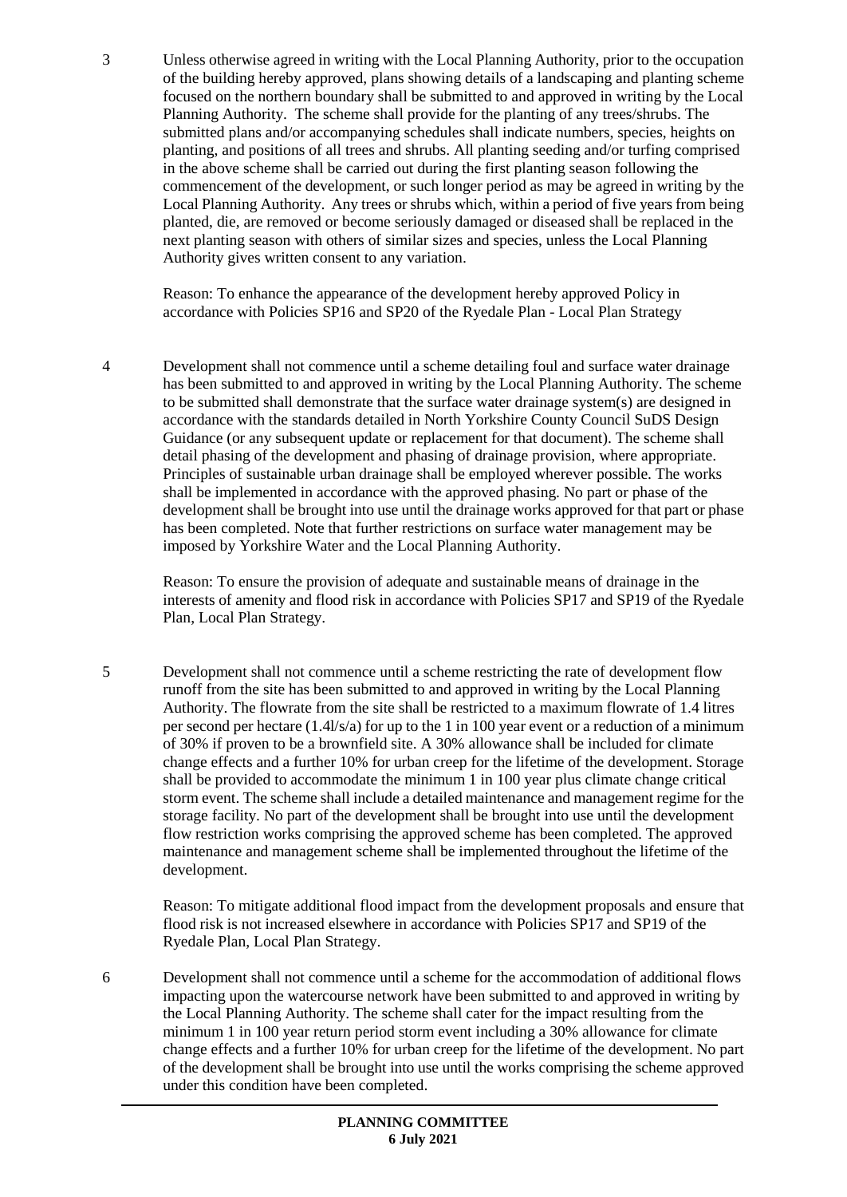3 Unless otherwise agreed in writing with the Local Planning Authority, prior to the occupation of the building hereby approved, plans showing details of a landscaping and planting scheme focused on the northern boundary shall be submitted to and approved in writing by the Local Planning Authority. The scheme shall provide for the planting of any trees/shrubs. The submitted plans and/or accompanying schedules shall indicate numbers, species, heights on planting, and positions of all trees and shrubs. All planting seeding and/or turfing comprised in the above scheme shall be carried out during the first planting season following the commencement of the development, or such longer period as may be agreed in writing by the Local Planning Authority. Any trees or shrubs which, within a period of five years from being planted, die, are removed or become seriously damaged or diseased shall be replaced in the next planting season with others of similar sizes and species, unless the Local Planning Authority gives written consent to any variation.

Reason: To enhance the appearance of the development hereby approved Policy in accordance with Policies SP16 and SP20 of the Ryedale Plan - Local Plan Strategy

4 Development shall not commence until a scheme detailing foul and surface water drainage has been submitted to and approved in writing by the Local Planning Authority. The scheme to be submitted shall demonstrate that the surface water drainage system(s) are designed in accordance with the standards detailed in North Yorkshire County Council SuDS Design Guidance (or any subsequent update or replacement for that document). The scheme shall detail phasing of the development and phasing of drainage provision, where appropriate. Principles of sustainable urban drainage shall be employed wherever possible. The works shall be implemented in accordance with the approved phasing. No part or phase of the development shall be brought into use until the drainage works approved for that part or phase has been completed. Note that further restrictions on surface water management may be imposed by Yorkshire Water and the Local Planning Authority.

Reason: To ensure the provision of adequate and sustainable means of drainage in the interests of amenity and flood risk in accordance with Policies SP17 and SP19 of the Ryedale Plan, Local Plan Strategy.

5 Development shall not commence until a scheme restricting the rate of development flow runoff from the site has been submitted to and approved in writing by the Local Planning Authority. The flowrate from the site shall be restricted to a maximum flowrate of 1.4 litres per second per hectare (1.4l/s/a) for up to the 1 in 100 year event or a reduction of a minimum of 30% if proven to be a brownfield site. A 30% allowance shall be included for climate change effects and a further 10% for urban creep for the lifetime of the development. Storage shall be provided to accommodate the minimum 1 in 100 year plus climate change critical storm event. The scheme shall include a detailed maintenance and management regime for the storage facility. No part of the development shall be brought into use until the development flow restriction works comprising the approved scheme has been completed. The approved maintenance and management scheme shall be implemented throughout the lifetime of the development.

Reason: To mitigate additional flood impact from the development proposals and ensure that flood risk is not increased elsewhere in accordance with Policies SP17 and SP19 of the Ryedale Plan, Local Plan Strategy.

6 Development shall not commence until a scheme for the accommodation of additional flows impacting upon the watercourse network have been submitted to and approved in writing by the Local Planning Authority. The scheme shall cater for the impact resulting from the minimum 1 in 100 year return period storm event including a 30% allowance for climate change effects and a further 10% for urban creep for the lifetime of the development. No part of the development shall be brought into use until the works comprising the scheme approved under this condition have been completed.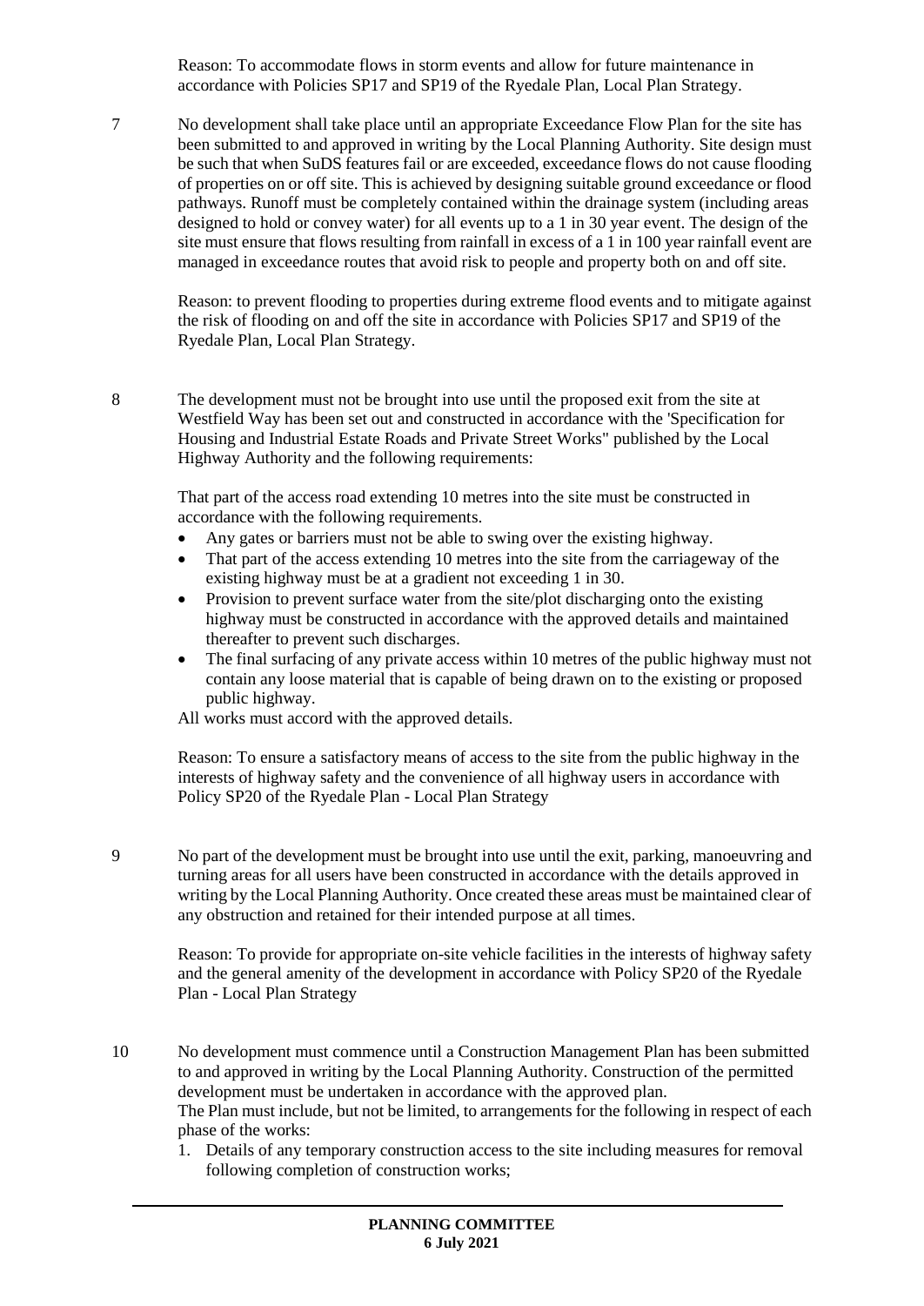Reason: To accommodate flows in storm events and allow for future maintenance in accordance with Policies SP17 and SP19 of the Ryedale Plan, Local Plan Strategy.

7 No development shall take place until an appropriate Exceedance Flow Plan for the site has been submitted to and approved in writing by the Local Planning Authority. Site design must be such that when SuDS features fail or are exceeded, exceedance flows do not cause flooding of properties on or off site. This is achieved by designing suitable ground exceedance or flood pathways. Runoff must be completely contained within the drainage system (including areas designed to hold or convey water) for all events up to a 1 in 30 year event. The design of the site must ensure that flows resulting from rainfall in excess of a 1 in 100 year rainfall event are managed in exceedance routes that avoid risk to people and property both on and off site.

Reason: to prevent flooding to properties during extreme flood events and to mitigate against the risk of flooding on and off the site in accordance with Policies SP17 and SP19 of the Ryedale Plan, Local Plan Strategy.

8 The development must not be brought into use until the proposed exit from the site at Westfield Way has been set out and constructed in accordance with the 'Specification for Housing and Industrial Estate Roads and Private Street Works" published by the Local Highway Authority and the following requirements:

That part of the access road extending 10 metres into the site must be constructed in accordance with the following requirements.

- Any gates or barriers must not be able to swing over the existing highway.
- That part of the access extending 10 metres into the site from the carriageway of the existing highway must be at a gradient not exceeding 1 in 30.
- Provision to prevent surface water from the site/plot discharging onto the existing highway must be constructed in accordance with the approved details and maintained thereafter to prevent such discharges.
- The final surfacing of any private access within 10 metres of the public highway must not contain any loose material that is capable of being drawn on to the existing or proposed public highway.

All works must accord with the approved details.

Reason: To ensure a satisfactory means of access to the site from the public highway in the interests of highway safety and the convenience of all highway users in accordance with Policy SP20 of the Ryedale Plan - Local Plan Strategy

9 No part of the development must be brought into use until the exit, parking, manoeuvring and turning areas for all users have been constructed in accordance with the details approved in writing by the Local Planning Authority. Once created these areas must be maintained clear of any obstruction and retained for their intended purpose at all times.

Reason: To provide for appropriate on-site vehicle facilities in the interests of highway safety and the general amenity of the development in accordance with Policy SP20 of the Ryedale Plan - Local Plan Strategy

10 No development must commence until a Construction Management Plan has been submitted to and approved in writing by the Local Planning Authority. Construction of the permitted development must be undertaken in accordance with the approved plan.
The Plan must include, but not be limited, to arrangements for the following in respect of each phase of the works:

1. Details of any temporary construction access to the site including measures for removal following completion of construction works;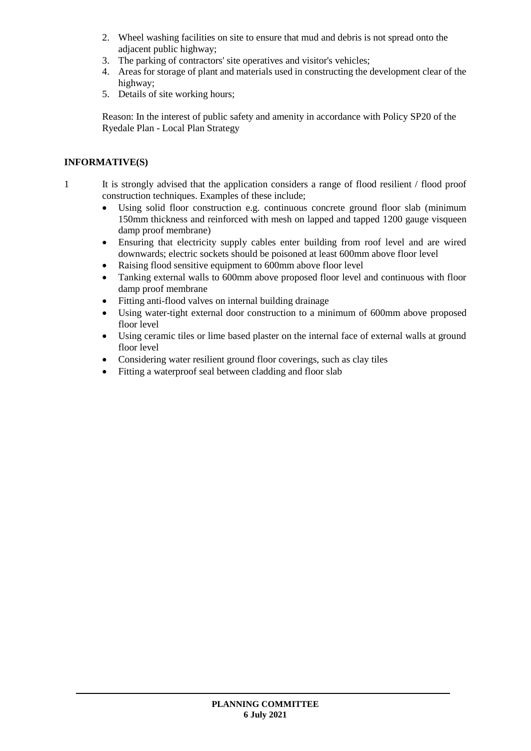2. Wheel washing facilities on site to ensure that mud and debris is not spread onto the adjacent public highway;
3. The parking of contractors' site operatives and visitor's vehicles;
4. Areas for storage of plant and materials used in constructing the development clear of the highway;
5. Details of site working hours;

Reason: In the interest of public safety and amenity in accordance with Policy SP20 of the Ryedale Plan - Local Plan Strategy

**INFORMATIVE(S)**

1 It is strongly advised that the application considers a range of flood resilient / flood proof construction techniques. Examples of these include;

- Using solid floor construction e.g. continuous concrete ground floor slab (minimum 150mm thickness and reinforced with mesh on lapped and tapped 1200 gauge visqueen damp proof membrane)
- Ensuring that electricity supply cables enter building from roof level and are wired downwards; electric sockets should be poisoned at least 600mm above floor level
- Raising flood sensitive equipment to 600mm above floor level
- Tanking external walls to 600mm above proposed floor level and continuous with floor damp proof membrane
- Fitting anti-flood valves on internal building drainage
- Using water-tight external door construction to a minimum of 600mm above proposed floor level
- Using ceramic tiles or lime based plaster on the internal face of external walls at ground floor level
- Considering water resilient ground floor coverings, such as clay tiles
- Fitting a waterproof seal between cladding and floor slab